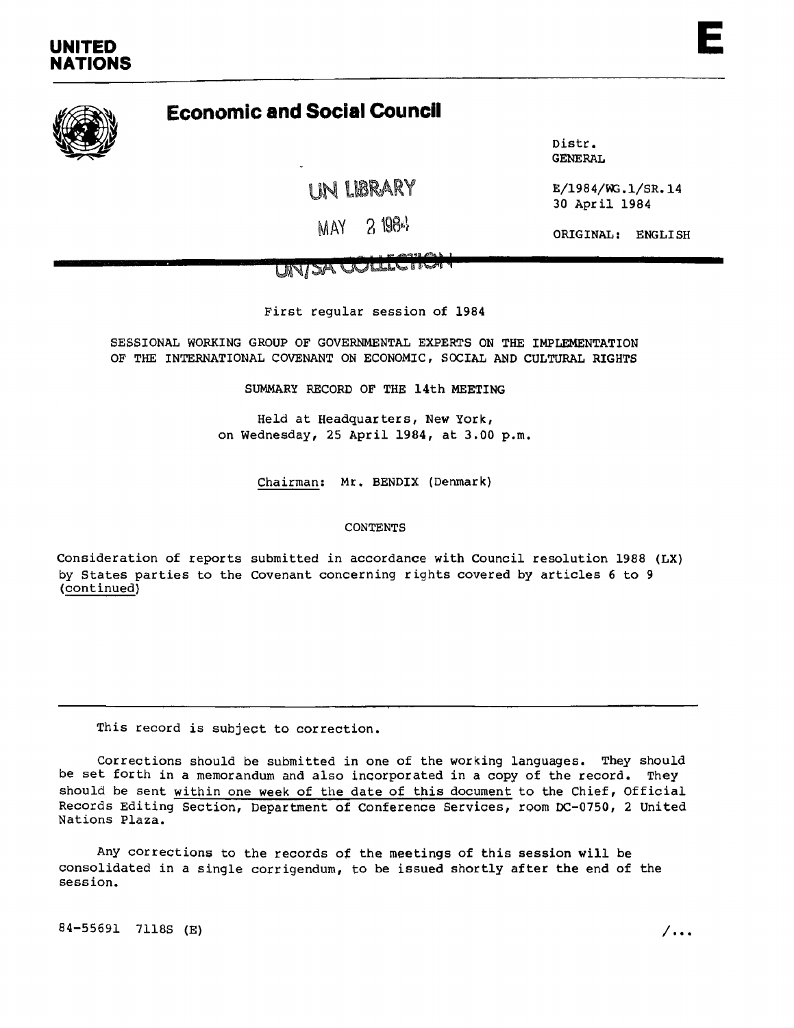**UNITED NATIONS**

**E**

## Economic and Social Council

Distr.
GENERAL

UN LIBRARY

MAY 2 1984

UN/SA COLLECTION

E/1984/WG.1/SR.14
30 April 1984

ORIGINAL: ENGLISH

First regular session of 1984

SESSIONAL WORKING GROUP OF GOVERNMENTAL EXPERTS ON THE IMPLEMENTATION OF THE INTERNATIONAL COVENANT ON ECONOMIC, SOCIAL AND CULTURAL RIGHTS

SUMMARY RECORD OF THE 14th MEETING

Held at Headquarters, New York,
on Wednesday, 25 April 1984, at 3.00 p.m.

Chairman: Mr. BENDIX (Denmark)

CONTENTS

Consideration of reports submitted in accordance with Council resolution 1988 (LX) by States parties to the Covenant concerning rights covered by articles 6 to 9 (continued)

---

This record is subject to correction.

Corrections should be submitted in one of the working languages. They should be set forth in a memorandum and also incorporated in a copy of the record. They should be sent within one week of the date of this document to the Chief, Official Records Editing Section, Department of Conference Services, room DC-0750, 2 United Nations Plaza.

Any corrections to the records of the meetings of this session will be consolidated in a single corrigendum, to be issued shortly after the end of the session.

84-55691 7118S (E) /...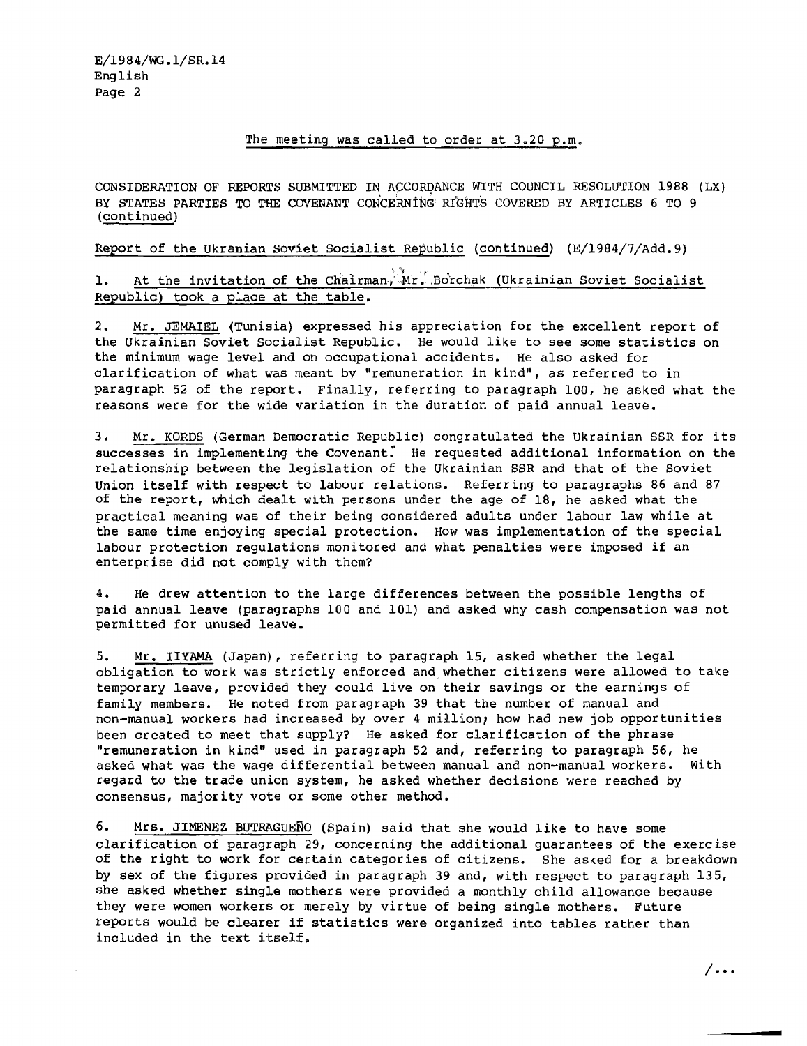The meeting was called to order at 3.20 p.m.

CONSIDERATION OF REPORTS SUBMITTED IN ACCORDANCE WITH COUNCIL RESOLUTION 1988 (LX) BY STATES PARTIES TO THE COVENANT CONCERNING RIGHTS COVERED BY ARTICLES 6 TO 9 (continued)

Report of the Ukranian Soviet Socialist Republic (continued) (E/1984/7/Add.9)

1. At the invitation of the Chairman, Mr. Borchak (Ukrainian Soviet Socialist Republic) took a place at the table.

2. Mr. JEMAIEL (Tunisia) expressed his appreciation for the excellent report of the Ukrainian Soviet Socialist Republic. He would like to see some statistics on the minimum wage level and on occupational accidents. He also asked for clarification of what was meant by "remuneration in kind", as referred to in paragraph 52 of the report. Finally, referring to paragraph 100, he asked what the reasons were for the wide variation in the duration of paid annual leave.

3. Mr. KORDS (German Democratic Republic) congratulated the Ukrainian SSR for its successes in implementing the Covenant. He requested additional information on the relationship between the legislation of the Ukrainian SSR and that of the Soviet Union itself with respect to labour relations. Referring to paragraphs 86 and 87 of the report, which dealt with persons under the age of 18, he asked what the practical meaning was of their being considered adults under labour law while at the same time enjoying special protection. How was implementation of the special labour protection regulations monitored and what penalties were imposed if an enterprise did not comply with them?

4. He drew attention to the large differences between the possible lengths of paid annual leave (paragraphs 100 and 101) and asked why cash compensation was not permitted for unused leave.

5. Mr. IIYAMA (Japan), referring to paragraph 15, asked whether the legal obligation to work was strictly enforced and whether citizens were allowed to take temporary leave, provided they could live on their savings or the earnings of family members. He noted from paragraph 39 that the number of manual and non-manual workers had increased by over 4 million; how had new job opportunities been created to meet that supply? He asked for clarification of the phrase "remuneration in kind" used in paragraph 52 and, referring to paragraph 56, he asked what was the wage differential between manual and non-manual workers. With regard to the trade union system, he asked whether decisions were reached by consensus, majority vote or some other method.

6. Mrs. JIMENEZ BUTRAGUEÑO (Spain) said that she would like to have some clarification of paragraph 29, concerning the additional guarantees of the exercise of the right to work for certain categories of citizens. She asked for a breakdown by sex of the figures provided in paragraph 39 and, with respect to paragraph 135, she asked whether single mothers were provided a monthly child allowance because they were women workers or merely by virtue of being single mothers. Future reports would be clearer if statistics were organized into tables rather than included in the text itself.

/...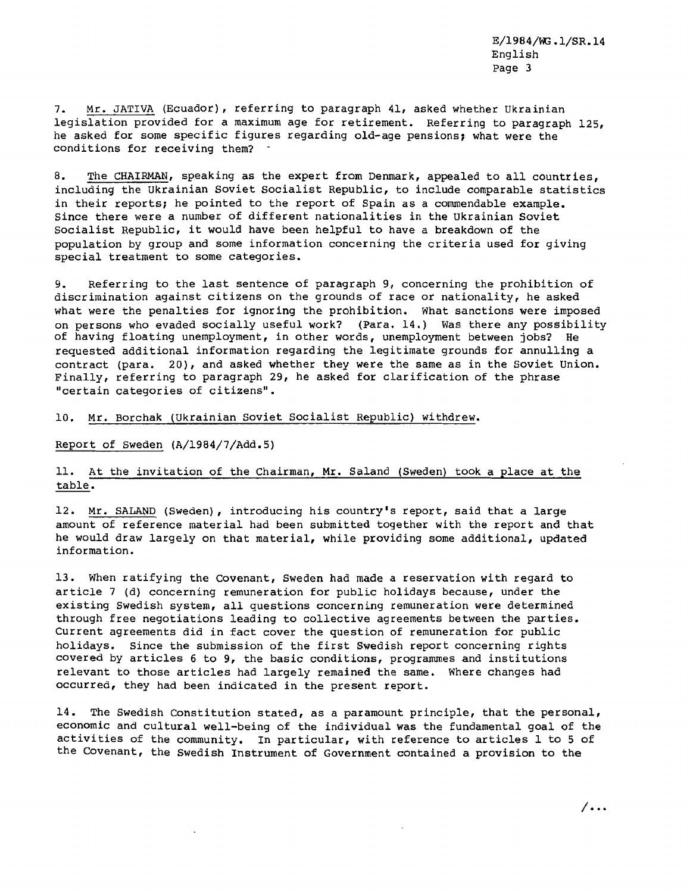7. Mr. JATIVA (Ecuador), referring to paragraph 41, asked whether Ukrainian legislation provided for a maximum age for retirement. Referring to paragraph 125, he asked for some specific figures regarding old-age pensions; what were the conditions for receiving them?

8. The CHAIRMAN, speaking as the expert from Denmark, appealed to all countries, including the Ukrainian Soviet Socialist Republic, to include comparable statistics in their reports; he pointed to the report of Spain as a commendable example. Since there were a number of different nationalities in the Ukrainian Soviet Socialist Republic, it would have been helpful to have a breakdown of the population by group and some information concerning the criteria used for giving special treatment to some categories.

9. Referring to the last sentence of paragraph 9, concerning the prohibition of discrimination against citizens on the grounds of race or nationality, he asked what were the penalties for ignoring the prohibition. What sanctions were imposed on persons who evaded socially useful work? (Para. 14.) Was there any possibility of having floating unemployment, in other words, unemployment between jobs? He requested additional information regarding the legitimate grounds for annulling a contract (para. 20), and asked whether they were the same as in the Soviet Union. Finally, referring to paragraph 29, he asked for clarification of the phrase "certain categories of citizens".

10. Mr. Borchak (Ukrainian Soviet Socialist Republic) withdrew.

Report of Sweden (A/1984/7/Add.5)

11. At the invitation of the Chairman, Mr. Saland (Sweden) took a place at the table.

12. Mr. SALAND (Sweden), introducing his country's report, said that a large amount of reference material had been submitted together with the report and that he would draw largely on that material, while providing some additional, updated information.

13. When ratifying the Covenant, Sweden had made a reservation with regard to article 7 (d) concerning remuneration for public holidays because, under the existing Swedish system, all questions concerning remuneration were determined through free negotiations leading to collective agreements between the parties. Current agreements did in fact cover the question of remuneration for public holidays. Since the submission of the first Swedish report concerning rights covered by articles 6 to 9, the basic conditions, programmes and institutions relevant to those articles had largely remained the same. Where changes had occurred, they had been indicated in the present report.

14. The Swedish Constitution stated, as a paramount principle, that the personal, economic and cultural well-being of the individual was the fundamental goal of the activities of the community. In particular, with reference to articles 1 to 5 of the Covenant, the Swedish Instrument of Government contained a provision to the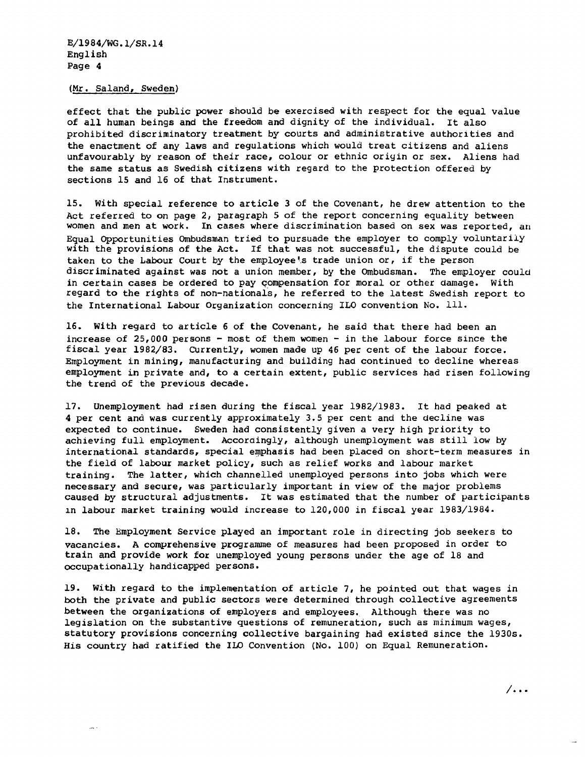(Mr. Saland, Sweden)

effect that the public power should be exercised with respect for the equal value of all human beings and the freedom and dignity of the individual. It also prohibited discriminatory treatment by courts and administrative authorities and the enactment of any laws and regulations which would treat citizens and aliens unfavourably by reason of their race, colour or ethnic origin or sex. Aliens had the same status as Swedish citizens with regard to the protection offered by sections 15 and 16 of that Instrument.

15. With special reference to article 3 of the Covenant, he drew attention to the Act referred to on page 2, paragraph 5 of the report concerning equality between women and men at work. In cases where discrimination based on sex was reported, an Equal Opportunities Ombudsman tried to pursuade the employer to comply voluntarily with the provisions of the Act. If that was not successful, the dispute could be taken to the Labour Court by the employee's trade union or, if the person discriminated against was not a union member, by the Ombudsman. The employer could in certain cases be ordered to pay compensation for moral or other damage. With regard to the rights of non-nationals, he referred to the latest Swedish report to the International Labour Organization concerning ILO convention No. 111.

16. With regard to article 6 of the Covenant, he said that there had been an increase of 25,000 persons - most of them women - in the labour force since the fiscal year 1982/83. Currently, women made up 46 per cent of the labour force. Employment in mining, manufacturing and building had continued to decline whereas employment in private and, to a certain extent, public services had risen following the trend of the previous decade.

17. Unemployment had risen during the fiscal year 1982/1983. It had peaked at 4 per cent and was currently approximately 3.5 per cent and the decline was expected to continue. Sweden had consistently given a very high priority to achieving full employment. Accordingly, although unemployment was still low by international standards, special emphasis had been placed on short-term measures in the field of labour market policy, such as relief works and labour market training. The latter, which channelled unemployed persons into jobs which were necessary and secure, was particularly important in view of the major problems caused by structural adjustments. It was estimated that the number of participants in labour market training would increase to 120,000 in fiscal year 1983/1984.

18. The Employment Service played an important role in directing job seekers to vacancies. A comprehensive programme of measures had been proposed in order to train and provide work for unemployed young persons under the age of 18 and occupationally handicapped persons.

19. With regard to the implementation of article 7, he pointed out that wages in both the private and public sectors were determined through collective agreements between the organizations of employers and employees. Although there was no legislation on the substantive questions of remuneration, such as minimum wages, statutory provisions concerning collective bargaining had existed since the 1930s. His country had ratified the ILO Convention (No. 100) on Equal Remuneration.

/...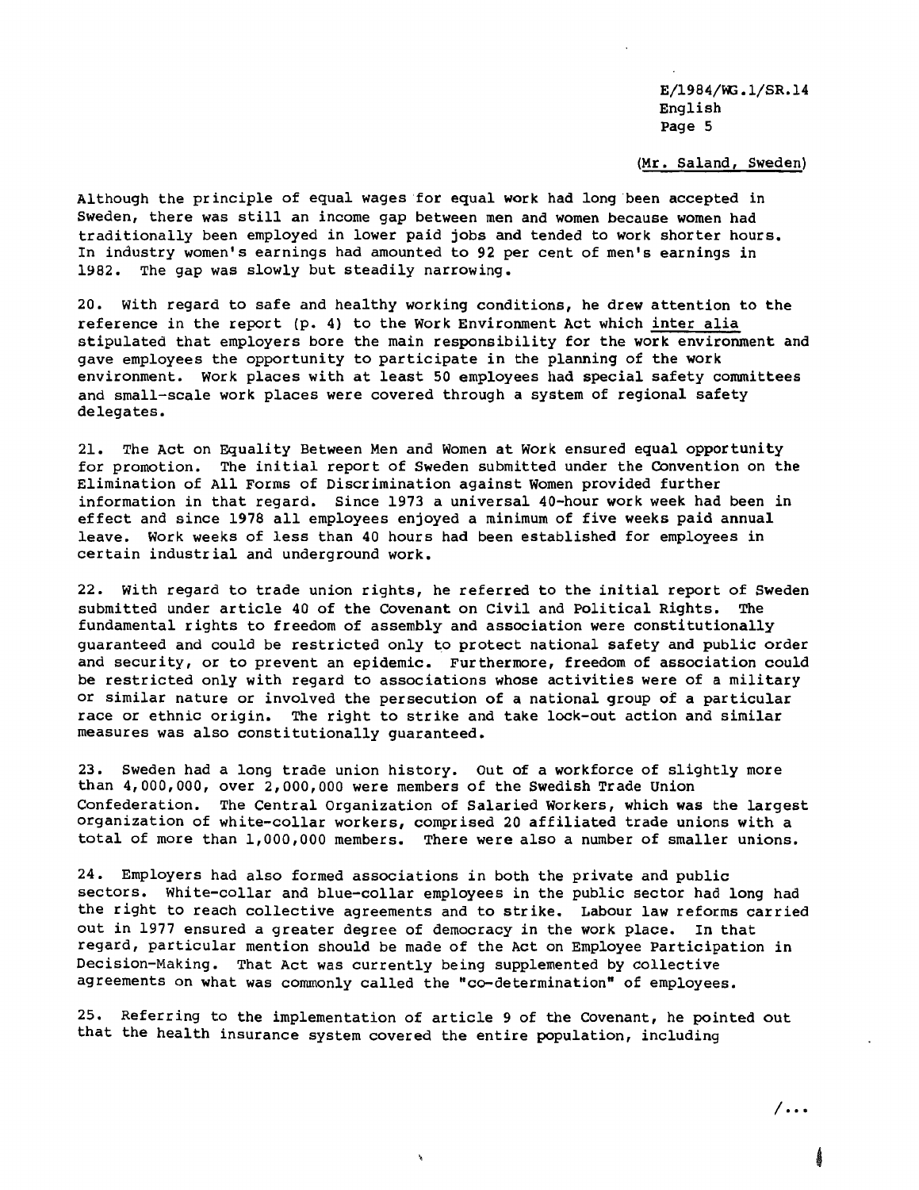(Mr. Saland, Sweden)

Although the principle of equal wages for equal work had long been accepted in Sweden, there was still an income gap between men and women because women had traditionally been employed in lower paid jobs and tended to work shorter hours. In industry women's earnings had amounted to 92 per cent of men's earnings in 1982. The gap was slowly but steadily narrowing.

20. With regard to safe and healthy working conditions, he drew attention to the reference in the report (p. 4) to the Work Environment Act which inter alia stipulated that employers bore the main responsibility for the work environment and gave employees the opportunity to participate in the planning of the work environment. Work places with at least 50 employees had special safety committees and small-scale work places were covered through a system of regional safety delegates.

21. The Act on Equality Between Men and Women at Work ensured equal opportunity for promotion. The initial report of Sweden submitted under the Convention on the Elimination of All Forms of Discrimination against Women provided further information in that regard. Since 1973 a universal 40-hour work week had been in effect and since 1978 all employees enjoyed a minimum of five weeks paid annual leave. Work weeks of less than 40 hours had been established for employees in certain industrial and underground work.

22. With regard to trade union rights, he referred to the initial report of Sweden submitted under article 40 of the Covenant on Civil and Political Rights. The fundamental rights to freedom of assembly and association were constitutionally guaranteed and could be restricted only to protect national safety and public order and security, or to prevent an epidemic. Furthermore, freedom of association could be restricted only with regard to associations whose activities were of a military or similar nature or involved the persecution of a national group of a particular race or ethnic origin. The right to strike and take lock-out action and similar measures was also constitutionally guaranteed.

23. Sweden had a long trade union history. Out of a workforce of slightly more than 4,000,000, over 2,000,000 were members of the Swedish Trade Union Confederation. The Central Organization of Salaried Workers, which was the largest organization of white-collar workers, comprised 20 affiliated trade unions with a total of more than 1,000,000 members. There were also a number of smaller unions.

24. Employers had also formed associations in both the private and public sectors. White-collar and blue-collar employees in the public sector had long had the right to reach collective agreements and to strike. Labour law reforms carried out in 1977 ensured a greater degree of democracy in the work place. In that regard, particular mention should be made of the Act on Employee Participation in Decision-Making. That Act was currently being supplemented by collective agreements on what was commonly called the "co-determination" of employees.

25. Referring to the implementation of article 9 of the Covenant, he pointed out that the health insurance system covered the entire population, including

/...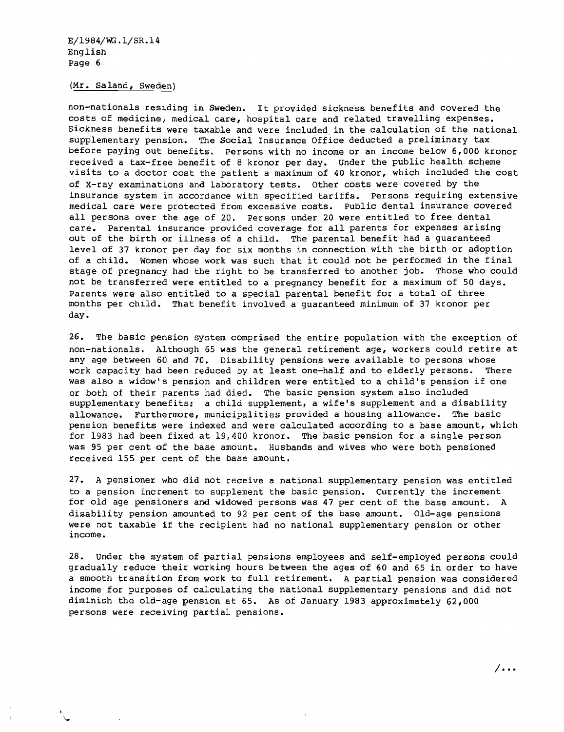(Mr. Saland, Sweden)

non-nationals residing in Sweden. It provided sickness benefits and covered the costs of medicine, medical care, hospital care and related travelling expenses. Sickness benefits were taxable and were included in the calculation of the national supplementary pension. The Social Insurance Office deducted a preliminary tax before paying out benefits. Persons with no income or an income below 6,000 kronor received a tax-free benefit of 8 kronor per day. Under the public health scheme visits to a doctor cost the patient a maximum of 40 kronor, which included the cost of X-ray examinations and laboratory tests. Other costs were covered by the insurance system in accordance with specified tariffs. Persons requiring extensive medical care were protected from excessive costs. Public dental insurance covered all persons over the age of 20. Persons under 20 were entitled to free dental care. Parental insurance provided coverage for all parents for expenses arising out of the birth or illness of a child. The parental benefit had a guaranteed level of 37 kronor per day for six months in connection with the birth or adoption of a child. Women whose work was such that it could not be performed in the final stage of pregnancy had the right to be transferred to another job. Those who could not be transferred were entitled to a pregnancy benefit for a maximum of 50 days. Parents were also entitled to a special parental benefit for a total of three months per child. That benefit involved a guaranteed minimum of 37 kronor per day.

26. The basic pension system comprised the entire population with the exception of non-nationals. Although 65 was the general retirement age, workers could retire at any age between 60 and 70. Disability pensions were available to persons whose work capacity had been reduced by at least one-half and to elderly persons. There was also a widow's pension and children were entitled to a child's pension if one or both of their parents had died. The basic pension system also included supplementary benefits: a child supplement, a wife's supplement and a disability allowance. Furthermore, municipalities provided a housing allowance. The basic pension benefits were indexed and were calculated according to a base amount, which for 1983 had been fixed at 19,400 kronor. The basic pension for a single person was 95 per cent of the base amount. Husbands and wives who were both pensioned received 155 per cent of the base amount.

27. A pensioner who did not receive a national supplementary pension was entitled to a pension increment to supplement the basic pension. Currently the increment for old age pensioners and widowed persons was 47 per cent of the base amount. A disability pension amounted to 92 per cent of the base amount. Old-age pensions were not taxable if the recipient had no national supplementary pension or other income.

28. Under the system of partial pensions employees and self-employed persons could gradually reduce their working hours between the ages of 60 and 65 in order to have a smooth transition from work to full retirement. A partial pension was considered income for purposes of calculating the national supplementary pensions and did not diminish the old-age pension at 65. As of January 1983 approximately 62,000 persons were receiving partial pensions.

/...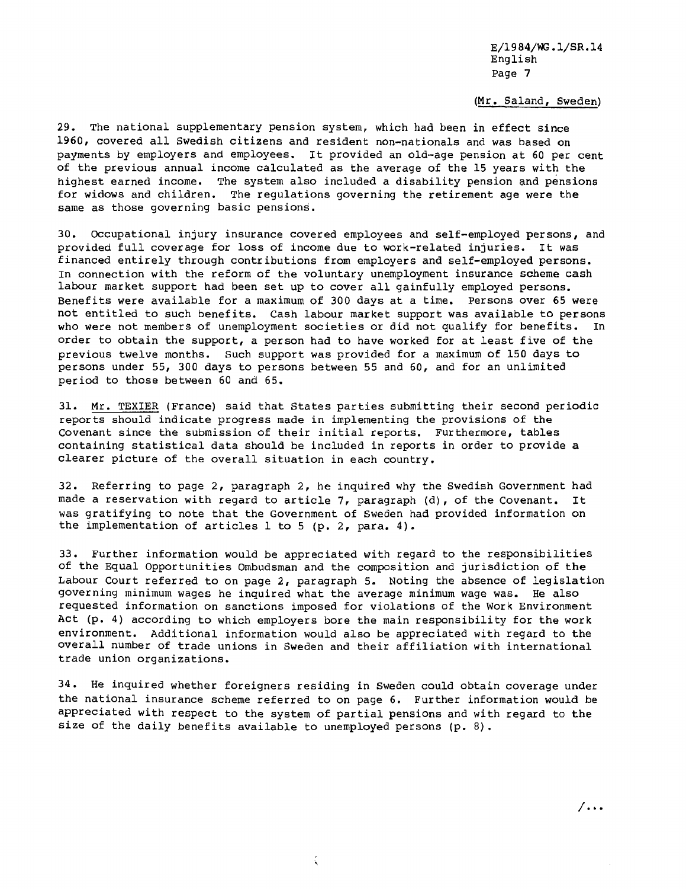(Mr. Saland, Sweden)

29. The national supplementary pension system, which had been in effect since 1960, covered all Swedish citizens and resident non-nationals and was based on payments by employers and employees. It provided an old-age pension at 60 per cent of the previous annual income calculated as the average of the 15 years with the highest earned income. The system also included a disability pension and pensions for widows and children. The regulations governing the retirement age were the same as those governing basic pensions.

30. Occupational injury insurance covered employees and self-employed persons, and provided full coverage for loss of income due to work-related injuries. It was financed entirely through contributions from employers and self-employed persons. In connection with the reform of the voluntary unemployment insurance scheme cash labour market support had been set up to cover all gainfully employed persons. Benefits were available for a maximum of 300 days at a time. Persons over 65 were not entitled to such benefits. Cash labour market support was available to persons who were not members of unemployment societies or did not qualify for benefits. In order to obtain the support, a person had to have worked for at least five of the previous twelve months. Such support was provided for a maximum of 150 days to persons under 55, 300 days to persons between 55 and 60, and for an unlimited period to those between 60 and 65.

31. Mr. TEXIER (France) said that States parties submitting their second periodic reports should indicate progress made in implementing the provisions of the Covenant since the submission of their initial reports. Furthermore, tables containing statistical data should be included in reports in order to provide a clearer picture of the overall situation in each country.

32. Referring to page 2, paragraph 2, he inquired why the Swedish Government had made a reservation with regard to article 7, paragraph (d), of the Covenant. It was gratifying to note that the Government of Sweden had provided information on the implementation of articles 1 to 5 (p. 2, para. 4).

33. Further information would be appreciated with regard to the responsibilities of the Equal Opportunities Ombudsman and the composition and jurisdiction of the Labour Court referred to on page 2, paragraph 5. Noting the absence of legislation governing minimum wages he inquired what the average minimum wage was. He also requested information on sanctions imposed for violations of the Work Environment Act (p. 4) according to which employers bore the main responsibility for the work environment. Additional information would also be appreciated with regard to the overall number of trade unions in Sweden and their affiliation with international trade union organizations.

34. He inquired whether foreigners residing in Sweden could obtain coverage under the national insurance scheme referred to on page 6. Further information would be appreciated with respect to the system of partial pensions and with regard to the size of the daily benefits available to unemployed persons (p. 8).

/...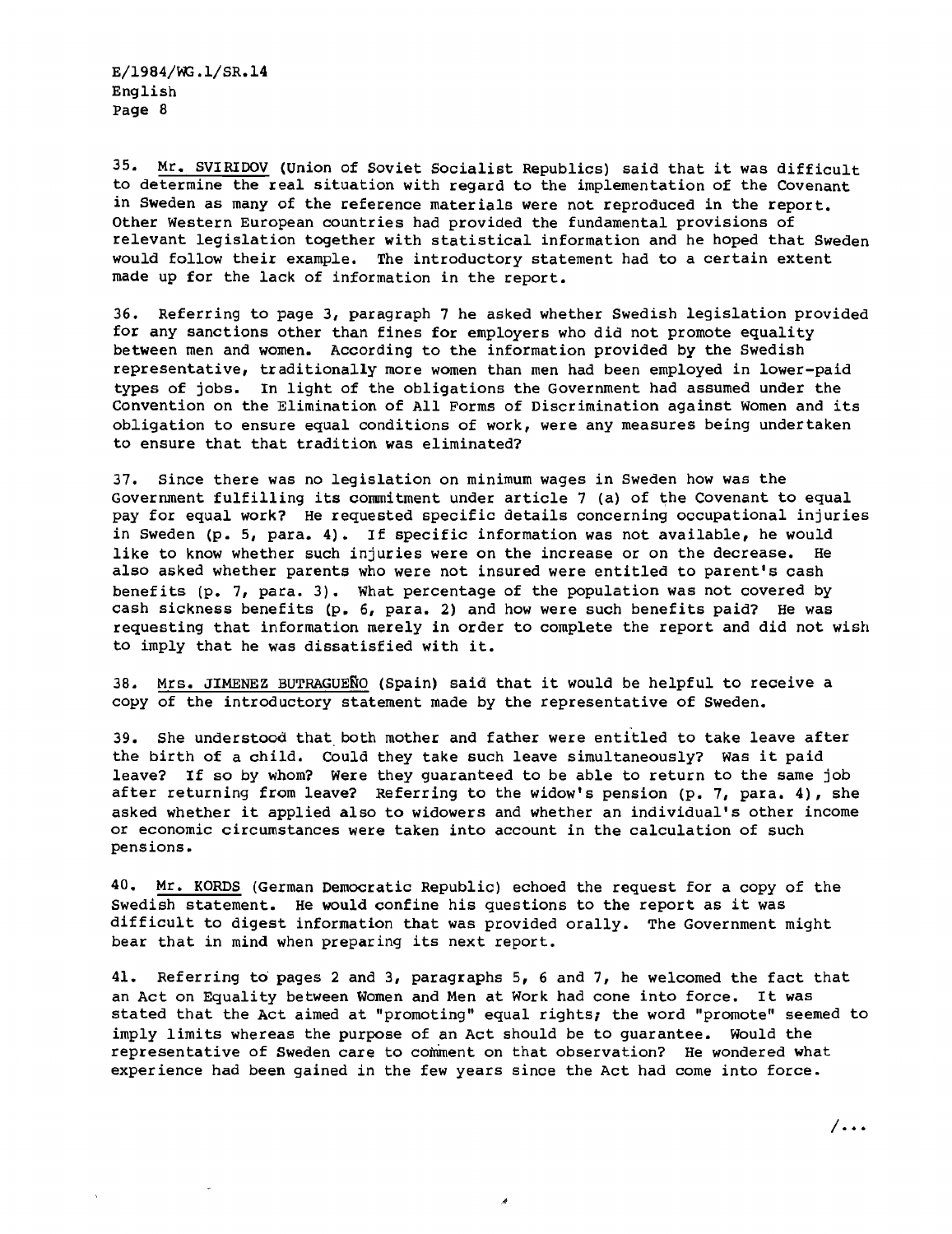35. Mr. SVIRIDOV (Union of Soviet Socialist Republics) said that it was difficult to determine the real situation with regard to the implementation of the Covenant in Sweden as many of the reference materials were not reproduced in the report. Other Western European countries had provided the fundamental provisions of relevant legislation together with statistical information and he hoped that Sweden would follow their example. The introductory statement had to a certain extent made up for the lack of information in the report.

36. Referring to page 3, paragraph 7 he asked whether Swedish legislation provided for any sanctions other than fines for employers who did not promote equality between men and women. According to the information provided by the Swedish representative, traditionally more women than men had been employed in lower-paid types of jobs. In light of the obligations the Government had assumed under the Convention on the Elimination of All Forms of Discrimination against Women and its obligation to ensure equal conditions of work, were any measures being undertaken to ensure that that tradition was eliminated?

37. Since there was no legislation on minimum wages in Sweden how was the Government fulfilling its commitment under article 7 (a) of the Covenant to equal pay for equal work? He requested specific details concerning occupational injuries in Sweden (p. 5, para. 4). If specific information was not available, he would like to know whether such injuries were on the increase or on the decrease. He also asked whether parents who were not insured were entitled to parent's cash benefits (p. 7, para. 3). What percentage of the population was not covered by cash sickness benefits (p. 6, para. 2) and how were such benefits paid? He was requesting that information merely in order to complete the report and did not wish to imply that he was dissatisfied with it.

38. Mrs. JIMENEZ BUTRAGUEÑO (Spain) said that it would be helpful to receive a copy of the introductory statement made by the representative of Sweden.

39. She understood that both mother and father were entitled to take leave after the birth of a child. Could they take such leave simultaneously? Was it paid leave? If so by whom? Were they guaranteed to be able to return to the same job after returning from leave? Referring to the widow's pension (p. 7, para. 4), she asked whether it applied also to widowers and whether an individual's other income or economic circumstances were taken into account in the calculation of such pensions.

40. Mr. KORDS (German Democratic Republic) echoed the request for a copy of the Swedish statement. He would confine his questions to the report as it was difficult to digest information that was provided orally. The Government might bear that in mind when preparing its next report.

41. Referring to pages 2 and 3, paragraphs 5, 6 and 7, he welcomed the fact that an Act on Equality between Women and Men at Work had cone into force. It was stated that the Act aimed at "promoting" equal rights; the word "promote" seemed to imply limits whereas the purpose of an Act should be to guarantee. Would the representative of Sweden care to comment on that observation? He wondered what experience had been gained in the few years since the Act had come into force.

/...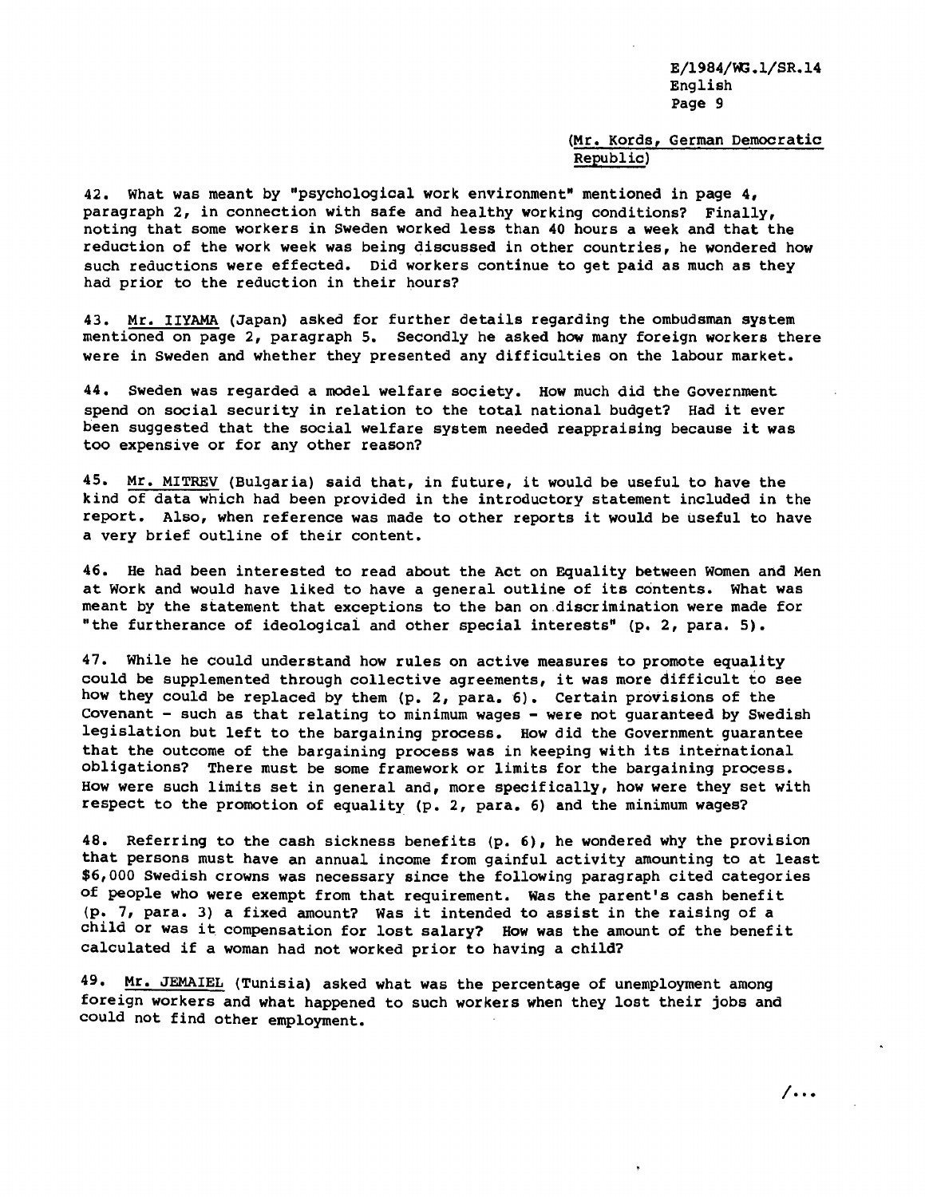(Mr. Kords, German Democratic Republic)

42. What was meant by "psychological work environment" mentioned in page 4, paragraph 2, in connection with safe and healthy working conditions? Finally, noting that some workers in Sweden worked less than 40 hours a week and that the reduction of the work week was being discussed in other countries, he wondered how such reductions were effected. Did workers continue to get paid as much as they had prior to the reduction in their hours?

43. Mr. IIYAMA (Japan) asked for further details regarding the ombudsman system mentioned on page 2, paragraph 5. Secondly he asked how many foreign workers there were in Sweden and whether they presented any difficulties on the labour market.

44. Sweden was regarded a model welfare society. How much did the Government spend on social security in relation to the total national budget? Had it ever been suggested that the social welfare system needed reappraising because it was too expensive or for any other reason?

45. Mr. MITREV (Bulgaria) said that, in future, it would be useful to have the kind of data which had been provided in the introductory statement included in the report. Also, when reference was made to other reports it would be useful to have a very brief outline of their content.

46. He had been interested to read about the Act on Equality between Women and Men at Work and would have liked to have a general outline of its contents. What was meant by the statement that exceptions to the ban on discrimination were made for "the furtherance of ideological and other special interests" (p. 2, para. 5).

47. While he could understand how rules on active measures to promote equality could be supplemented through collective agreements, it was more difficult to see how they could be replaced by them (p. 2, para. 6). Certain provisions of the Covenant - such as that relating to minimum wages - were not guaranteed by Swedish legislation but left to the bargaining process. How did the Government guarantee that the outcome of the bargaining process was in keeping with its international obligations? There must be some framework or limits for the bargaining process. How were such limits set in general and, more specifically, how were they set with respect to the promotion of equality (p. 2, para. 6) and the minimum wages?

48. Referring to the cash sickness benefits (p. 6), he wondered why the provision that persons must have an annual income from gainful activity amounting to at least $6,000 Swedish crowns was necessary since the following paragraph cited categories of people who were exempt from that requirement. Was the parent's cash benefit (p. 7, para. 3) a fixed amount? Was it intended to assist in the raising of a child or was it compensation for lost salary? How was the amount of the benefit calculated if a woman had not worked prior to having a child?

49. Mr. JEMAIEL (Tunisia) asked what was the percentage of unemployment among foreign workers and what happened to such workers when they lost their jobs and could not find other employment.

/...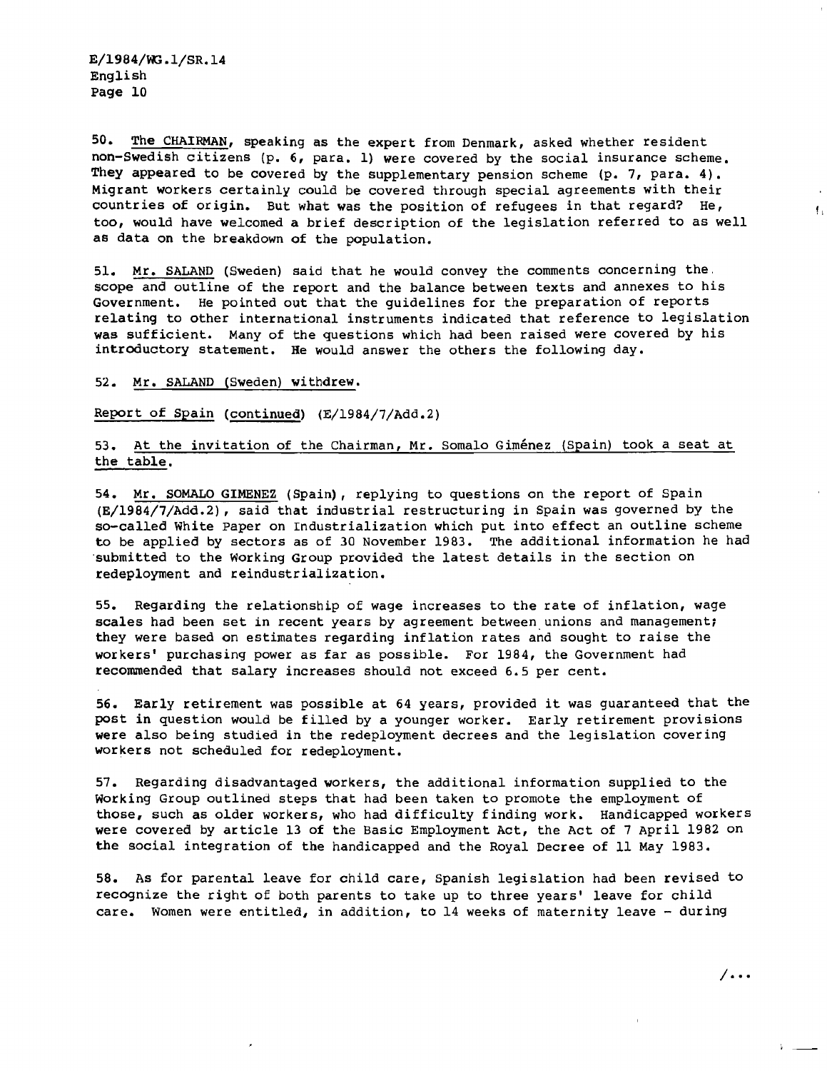50. The CHAIRMAN, speaking as the expert from Denmark, asked whether resident non-Swedish citizens (p. 6, para. 1) were covered by the social insurance scheme. They appeared to be covered by the supplementary pension scheme (p. 7, para. 4). Migrant workers certainly could be covered through special agreements with their countries of origin. But what was the position of refugees in that regard? He, too, would have welcomed a brief description of the legislation referred to as well as data on the breakdown of the population.

51. Mr. SALAND (Sweden) said that he would convey the comments concerning the scope and outline of the report and the balance between texts and annexes to his Government. He pointed out that the guidelines for the preparation of reports relating to other international instruments indicated that reference to legislation was sufficient. Many of the questions which had been raised were covered by his introductory statement. He would answer the others the following day.

52. Mr. SALAND (Sweden) withdrew.

Report of Spain (continued) (E/1984/7/Add.2)

53. At the invitation of the Chairman, Mr. Somalo Giménez (Spain) took a seat at the table.

54. Mr. SOMALO GIMENEZ (Spain), replying to questions on the report of Spain (E/1984/7/Add.2), said that industrial restructuring in Spain was governed by the so-called White Paper on Industrialization which put into effect an outline scheme to be applied by sectors as of 30 November 1983. The additional information he had submitted to the Working Group provided the latest details in the section on redeployment and reindustrialization.

55. Regarding the relationship of wage increases to the rate of inflation, wage scales had been set in recent years by agreement between unions and management; they were based on estimates regarding inflation rates and sought to raise the workers' purchasing power as far as possible. For 1984, the Government had recommended that salary increases should not exceed 6.5 per cent.

56. Early retirement was possible at 64 years, provided it was guaranteed that the post in question would be filled by a younger worker. Early retirement provisions were also being studied in the redeployment decrees and the legislation covering workers not scheduled for redeployment.

57. Regarding disadvantaged workers, the additional information supplied to the Working Group outlined steps that had been taken to promote the employment of those, such as older workers, who had difficulty finding work. Handicapped workers were covered by article 13 of the Basic Employment Act, the Act of 7 April 1982 on the social integration of the handicapped and the Royal Decree of 11 May 1983.

58. As for parental leave for child care, Spanish legislation had been revised to recognize the right of both parents to take up to three years' leave for child care. Women were entitled, in addition, to 14 weeks of maternity leave - during

/...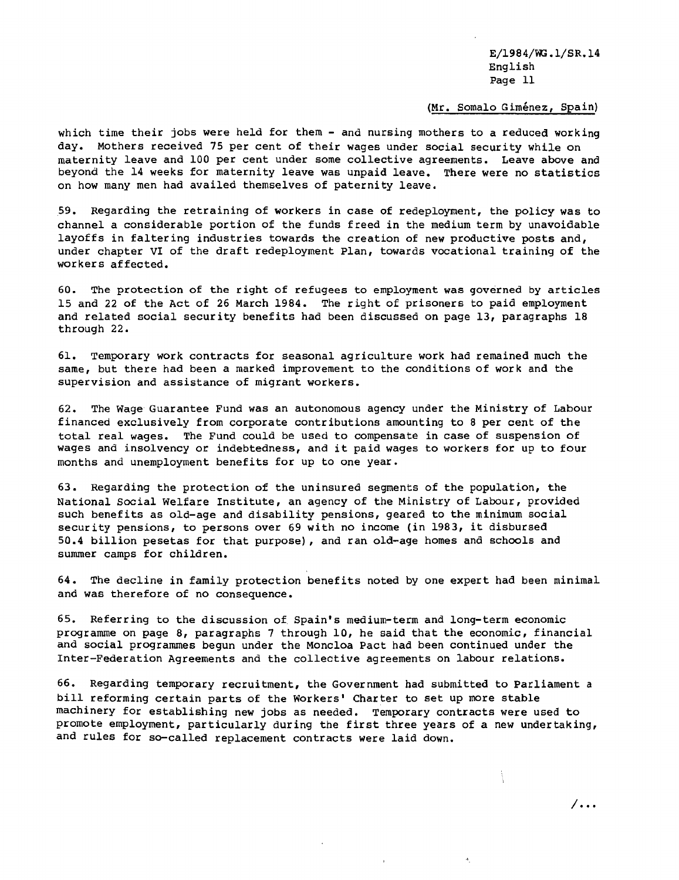(Mr. Somalo Giménez, Spain)

which time their jobs were held for them - and nursing mothers to a reduced working day. Mothers received 75 per cent of their wages under social security while on maternity leave and 100 per cent under some collective agreements. Leave above and beyond the 14 weeks for maternity leave was unpaid leave. There were no statistics on how many men had availed themselves of paternity leave.

59. Regarding the retraining of workers in case of redeployment, the policy was to channel a considerable portion of the funds freed in the medium term by unavoidable layoffs in faltering industries towards the creation of new productive posts and, under chapter VI of the draft redeployment Plan, towards vocational training of the workers affected.

60. The protection of the right of refugees to employment was governed by articles 15 and 22 of the Act of 26 March 1984. The right of prisoners to paid employment and related social security benefits had been discussed on page 13, paragraphs 18 through 22.

61. Temporary work contracts for seasonal agriculture work had remained much the same, but there had been a marked improvement to the conditions of work and the supervision and assistance of migrant workers.

62. The Wage Guarantee Fund was an autonomous agency under the Ministry of Labour financed exclusively from corporate contributions amounting to 8 per cent of the total real wages. The Fund could be used to compensate in case of suspension of wages and insolvency or indebtedness, and it paid wages to workers for up to four months and unemployment benefits for up to one year.

63. Regarding the protection of the uninsured segments of the population, the National Social Welfare Institute, an agency of the Ministry of Labour, provided such benefits as old-age and disability pensions, geared to the minimum social security pensions, to persons over 69 with no income (in 1983, it disbursed 50.4 billion pesetas for that purpose), and ran old-age homes and schools and summer camps for children.

64. The decline in family protection benefits noted by one expert had been minimal and was therefore of no consequence.

65. Referring to the discussion of Spain's medium-term and long-term economic programme on page 8, paragraphs 7 through 10, he said that the economic, financial and social programmes begun under the Moncloa Pact had been continued under the Inter-Federation Agreements and the collective agreements on labour relations.

66. Regarding temporary recruitment, the Government had submitted to Parliament a bill reforming certain parts of the Workers' Charter to set up more stable machinery for establishing new jobs as needed. Temporary contracts were used to promote employment, particularly during the first three years of a new undertaking, and rules for so-called replacement contracts were laid down.

/...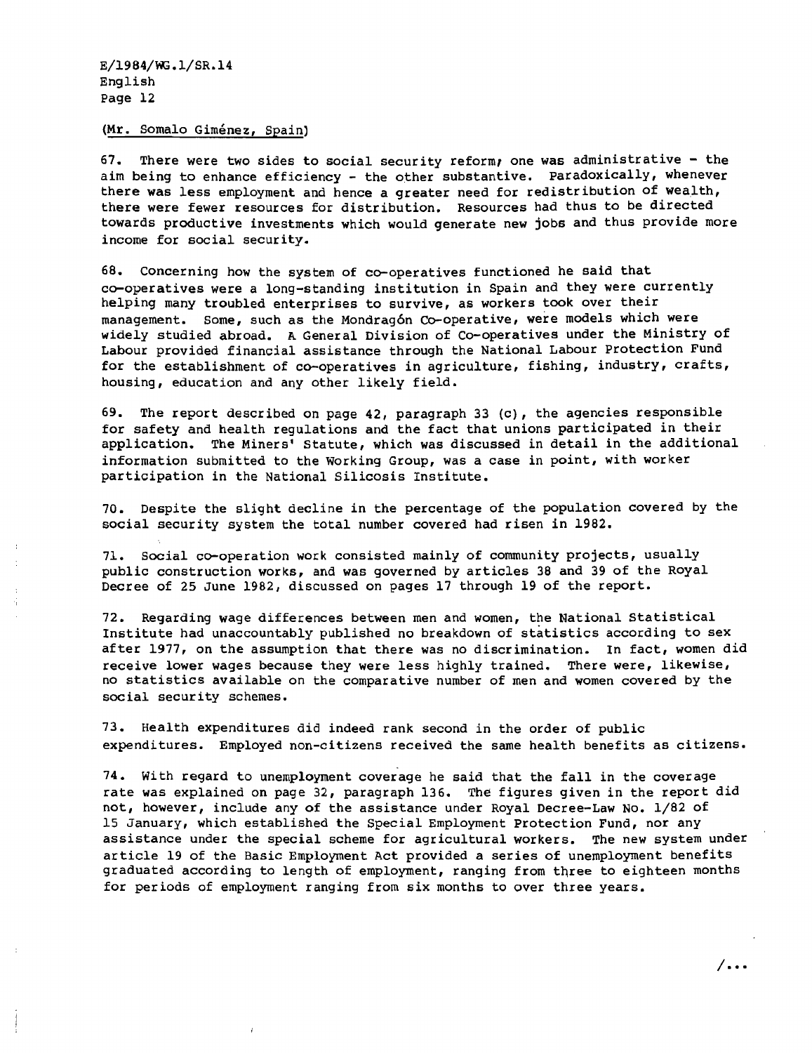(Mr. Somalo Giménez, Spain)

67. There were two sides to social security reform; one was administrative - the aim being to enhance efficiency - the other substantive. Paradoxically, whenever there was less employment and hence a greater need for redistribution of wealth, there were fewer resources for distribution. Resources had thus to be directed towards productive investments which would generate new jobs and thus provide more income for social security.

68. Concerning how the system of co-operatives functioned he said that co-operatives were a long-standing institution in Spain and they were currently helping many troubled enterprises to survive, as workers took over their management. Some, such as the Mondragón Co-operative, were models which were widely studied abroad. A General Division of Co-operatives under the Ministry of Labour provided financial assistance through the National Labour Protection Fund for the establishment of co-operatives in agriculture, fishing, industry, crafts, housing, education and any other likely field.

69. The report described on page 42, paragraph 33 (c), the agencies responsible for safety and health regulations and the fact that unions participated in their application. The Miners' Statute, which was discussed in detail in the additional information submitted to the Working Group, was a case in point, with worker participation in the National Silicosis Institute.

70. Despite the slight decline in the percentage of the population covered by the social security system the total number covered had risen in 1982.

71. Social co-operation work consisted mainly of community projects, usually public construction works, and was governed by articles 38 and 39 of the Royal Decree of 25 June 1982, discussed on pages 17 through 19 of the report.

72. Regarding wage differences between men and women, the National Statistical Institute had unaccountably published no breakdown of statistics according to sex after 1977, on the assumption that there was no discrimination. In fact, women did receive lower wages because they were less highly trained. There were, likewise, no statistics available on the comparative number of men and women covered by the social security schemes.

73. Health expenditures did indeed rank second in the order of public expenditures. Employed non-citizens received the same health benefits as citizens.

74. With regard to unemployment coverage he said that the fall in the coverage rate was explained on page 32, paragraph 136. The figures given in the report did not, however, include any of the assistance under Royal Decree-Law No. 1/82 of 15 January, which established the Special Employment Protection Fund, nor any assistance under the special scheme for agricultural workers. The new system under article 19 of the Basic Employment Act provided a series of unemployment benefits graduated according to length of employment, ranging from three to eighteen months for periods of employment ranging from six months to over three years.

/...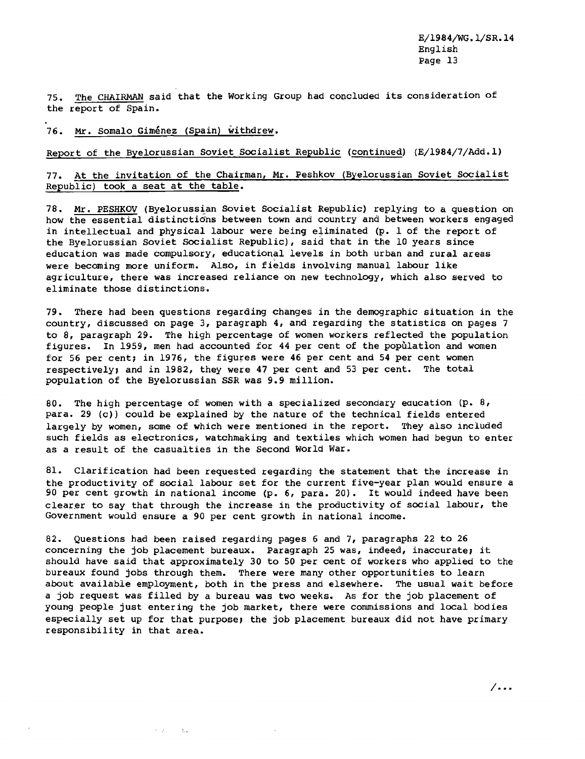75. The CHAIRMAN said that the Working Group had concluded its consideration of the report of Spain.

76. Mr. Somalo Giménez (Spain) withdrew.

Report of the Byelorussian Soviet Socialist Republic (continued) (E/1984/7/Add.1)

77. At the invitation of the Chairman, Mr. Peshkov (Byelorussian Soviet Socialist Republic) took a seat at the table.

78. Mr. PESHKOV (Byelorussian Soviet Socialist Republic) replying to a question on how the essential distinctions between town and country and between workers engaged in intellectual and physical labour were being eliminated (p. 1 of the report of the Byelorussian Soviet Socialist Republic), said that in the 10 years since education was made compulsory, educational levels in both urban and rural areas were becoming more uniform. Also, in fields involving manual labour like agriculture, there was increased reliance on new technology, which also served to eliminate those distinctions.

79. There had been questions regarding changes in the demographic situation in the country, discussed on page 3, paragraph 4, and regarding the statistics on pages 7 to 8, paragraph 29. The high percentage of women workers reflected the population figures. In 1959, men had accounted for 44 per cent of the population and women for 56 per cent; in 1976, the figures were 46 per cent and 54 per cent women respectively; and in 1982, they were 47 per cent and 53 per cent. The total population of the Byelorussian SSR was 9.9 million.

80. The high percentage of women with a specialized secondary education (p. 8, para. 29 (c)) could be explained by the nature of the technical fields entered largely by women, some of which were mentioned in the report. They also included such fields as electronics, watchmaking and textiles which women had begun to enter as a result of the casualties in the Second World War.

81. Clarification had been requested regarding the statement that the increase in the productivity of social labour set for the current five-year plan would ensure a 90 per cent growth in national income (p. 6, para. 20). It would indeed have been clearer to say that through the increase in the productivity of social labour, the Government would ensure a 90 per cent growth in national income.

82. Questions had been raised regarding pages 6 and 7, paragraphs 22 to 26 concerning the job placement bureaux. Paragraph 25 was, indeed, inaccurate; it should have said that approximately 30 to 50 per cent of workers who applied to the bureaux found jobs through them. There were many other opportunities to learn about available employment, both in the press and elsewhere. The usual wait before a job request was filled by a bureau was two weeks. As for the job placement of young people just entering the job market, there were commissions and local bodies especially set up for that purpose; the job placement bureaux did not have primary responsibility in that area.

/...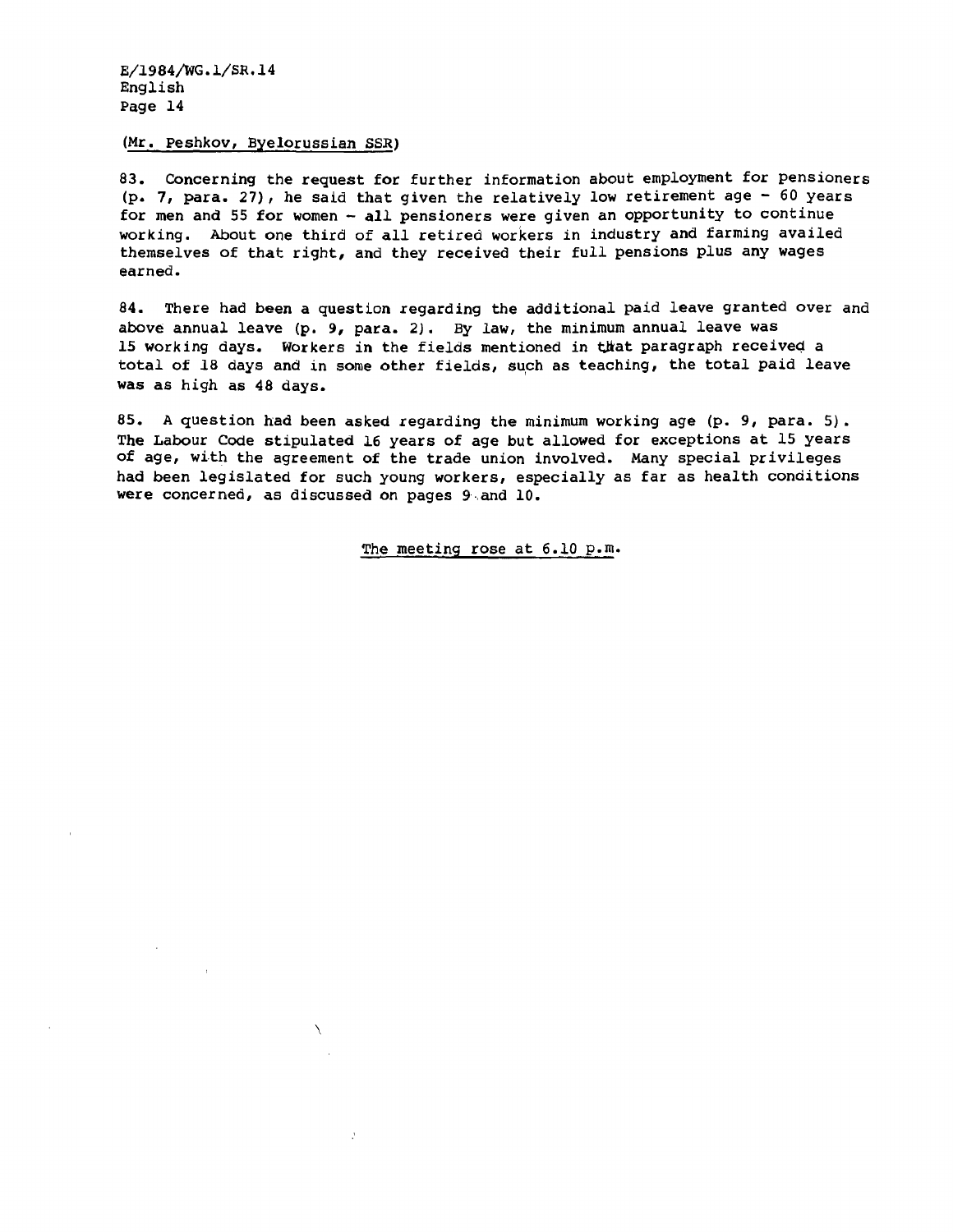(Mr. Peshkov, Byelorussian SSR)

83. Concerning the request for further information about employment for pensioners (p. 7, para. 27), he said that given the relatively low retirement age - 60 years for men and 55 for women - all pensioners were given an opportunity to continue working. About one third of all retired workers in industry and farming availed themselves of that right, and they received their full pensions plus any wages earned.

84. There had been a question regarding the additional paid leave granted over and above annual leave (p. 9, para. 2). By law, the minimum annual leave was 15 working days. Workers in the fields mentioned in that paragraph received a total of 18 days and in some other fields, such as teaching, the total paid leave was as high as 48 days.

85. A question had been asked regarding the minimum working age (p. 9, para. 5). The Labour Code stipulated 16 years of age but allowed for exceptions at 15 years of age, with the agreement of the trade union involved. Many special privileges had been legislated for such young workers, especially as far as health conditions were concerned, as discussed on pages 9 and 10.

The meeting rose at 6.10 p.m.